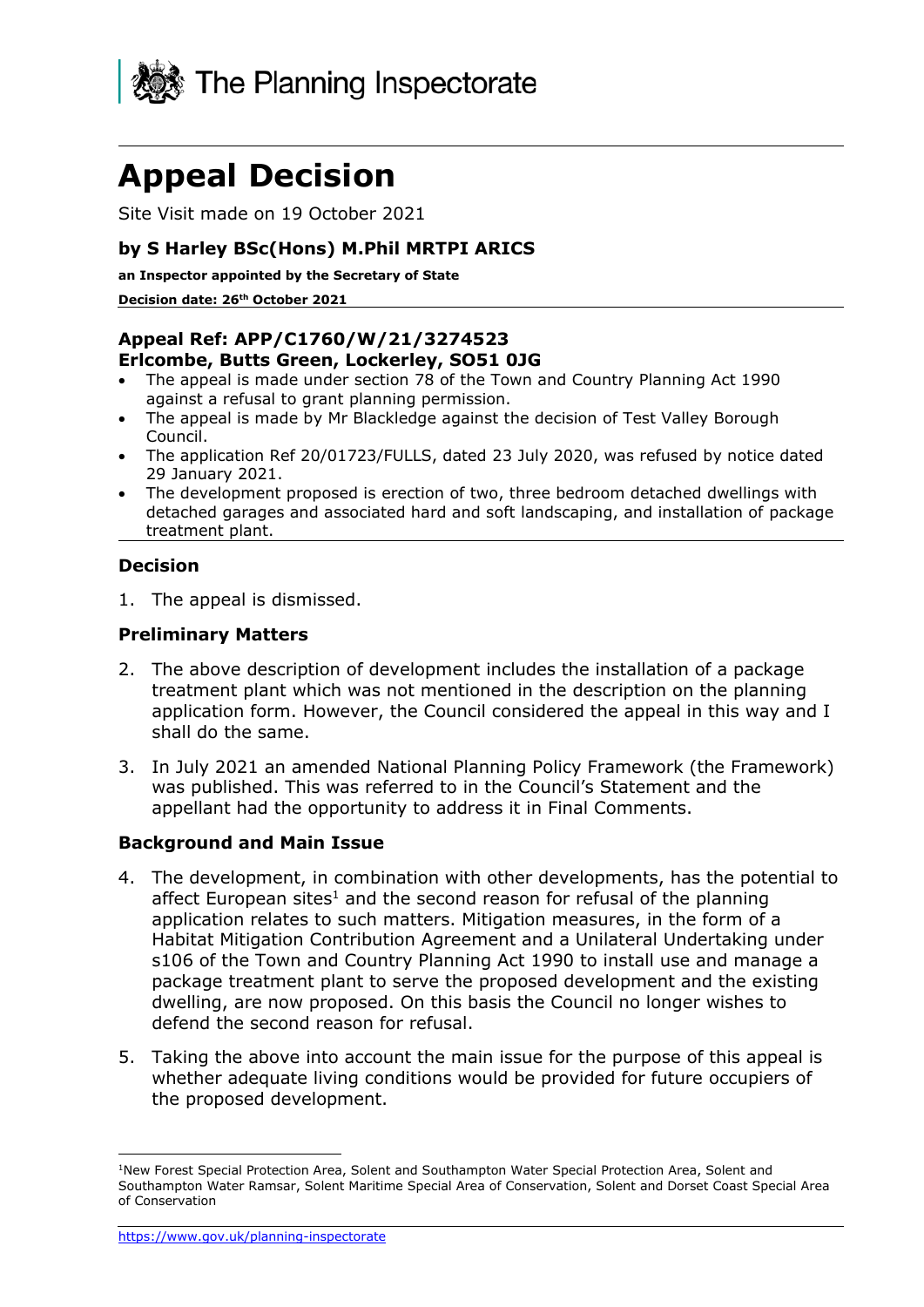The Planning Inspectorate

# Appeal Decision

Site Visit made on 19 October 2021

### by S Harley BSc(Hons) M.Phil MRTPI ARICS

**an Inspector appointed by the Secretary of State**

**Decision date: 26th October 2021**

### Appeal Ref: APP/C1760/W/21/3274523
### Erlcombe, Butts Green, Lockerley, SO51 0JG

- The appeal is made under section 78 of the Town and Country Planning Act 1990 against a refusal to grant planning permission.
- The appeal is made by Mr Blackledge against the decision of Test Valley Borough Council.
- The application Ref 20/01723/FULLS, dated 23 July 2020, was refused by notice dated 29 January 2021.
- The development proposed is erection of two, three bedroom detached dwellings with detached garages and associated hard and soft landscaping, and installation of package treatment plant.

## Decision

1. The appeal is dismissed.

## Preliminary Matters

2. The above description of development includes the installation of a package treatment plant which was not mentioned in the description on the planning application form. However, the Council considered the appeal in this way and I shall do the same.

3. In July 2021 an amended National Planning Policy Framework (the Framework) was published. This was referred to in the Council's Statement and the appellant had the opportunity to address it in Final Comments.

## Background and Main Issue

4. The development, in combination with other developments, has the potential to affect European sites[1] and the second reason for refusal of the planning application relates to such matters. Mitigation measures, in the form of a Habitat Mitigation Contribution Agreement and a Unilateral Undertaking under s106 of the Town and Country Planning Act 1990 to install use and manage a package treatment plant to serve the proposed development and the existing dwelling, are now proposed. On this basis the Council no longer wishes to defend the second reason for refusal.

5. Taking the above into account the main issue for the purpose of this appeal is whether adequate living conditions would be provided for future occupiers of the proposed development.

[1]New Forest Special Protection Area, Solent and Southampton Water Special Protection Area, Solent and Southampton Water Ramsar, Solent Maritime Special Area of Conservation, Solent and Dorset Coast Special Area of Conservation

https://www.gov.uk/planning-inspectorate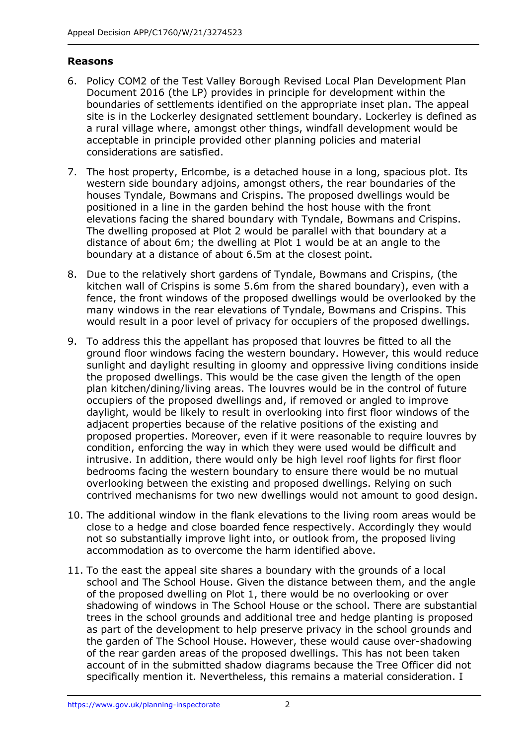**Reasons**

6. Policy COM2 of the Test Valley Borough Revised Local Plan Development Plan Document 2016 (the LP) provides in principle for development within the boundaries of settlements identified on the appropriate inset plan. The appeal site is in the Lockerley designated settlement boundary. Lockerley is defined as a rural village where, amongst other things, windfall development would be acceptable in principle provided other planning policies and material considerations are satisfied.

7. The host property, Erlcombe, is a detached house in a long, spacious plot. Its western side boundary adjoins, amongst others, the rear boundaries of the houses Tyndale, Bowmans and Crispins. The proposed dwellings would be positioned in a line in the garden behind the host house with the front elevations facing the shared boundary with Tyndale, Bowmans and Crispins. The dwelling proposed at Plot 2 would be parallel with that boundary at a distance of about 6m; the dwelling at Plot 1 would be at an angle to the boundary at a distance of about 6.5m at the closest point.

8. Due to the relatively short gardens of Tyndale, Bowmans and Crispins, (the kitchen wall of Crispins is some 5.6m from the shared boundary), even with a fence, the front windows of the proposed dwellings would be overlooked by the many windows in the rear elevations of Tyndale, Bowmans and Crispins. This would result in a poor level of privacy for occupiers of the proposed dwellings.

9. To address this the appellant has proposed that louvres be fitted to all the ground floor windows facing the western boundary. However, this would reduce sunlight and daylight resulting in gloomy and oppressive living conditions inside the proposed dwellings. This would be the case given the length of the open plan kitchen/dining/living areas. The louvres would be in the control of future occupiers of the proposed dwellings and, if removed or angled to improve daylight, would be likely to result in overlooking into first floor windows of the adjacent properties because of the relative positions of the existing and proposed properties. Moreover, even if it were reasonable to require louvres by condition, enforcing the way in which they were used would be difficult and intrusive. In addition, there would only be high level roof lights for first floor bedrooms facing the western boundary to ensure there would be no mutual overlooking between the existing and proposed dwellings. Relying on such contrived mechanisms for two new dwellings would not amount to good design.

10. The additional window in the flank elevations to the living room areas would be close to a hedge and close boarded fence respectively. Accordingly they would not so substantially improve light into, or outlook from, the proposed living accommodation as to overcome the harm identified above.

11. To the east the appeal site shares a boundary with the grounds of a local school and The School House. Given the distance between them, and the angle of the proposed dwelling on Plot 1, there would be no overlooking or over shadowing of windows in The School House or the school. There are substantial trees in the school grounds and additional tree and hedge planting is proposed as part of the development to help preserve privacy in the school grounds and the garden of The School House. However, these would cause over-shadowing of the rear garden areas of the proposed dwellings. This has not been taken account of in the submitted shadow diagrams because the Tree Officer did not specifically mention it. Nevertheless, this remains a material consideration. I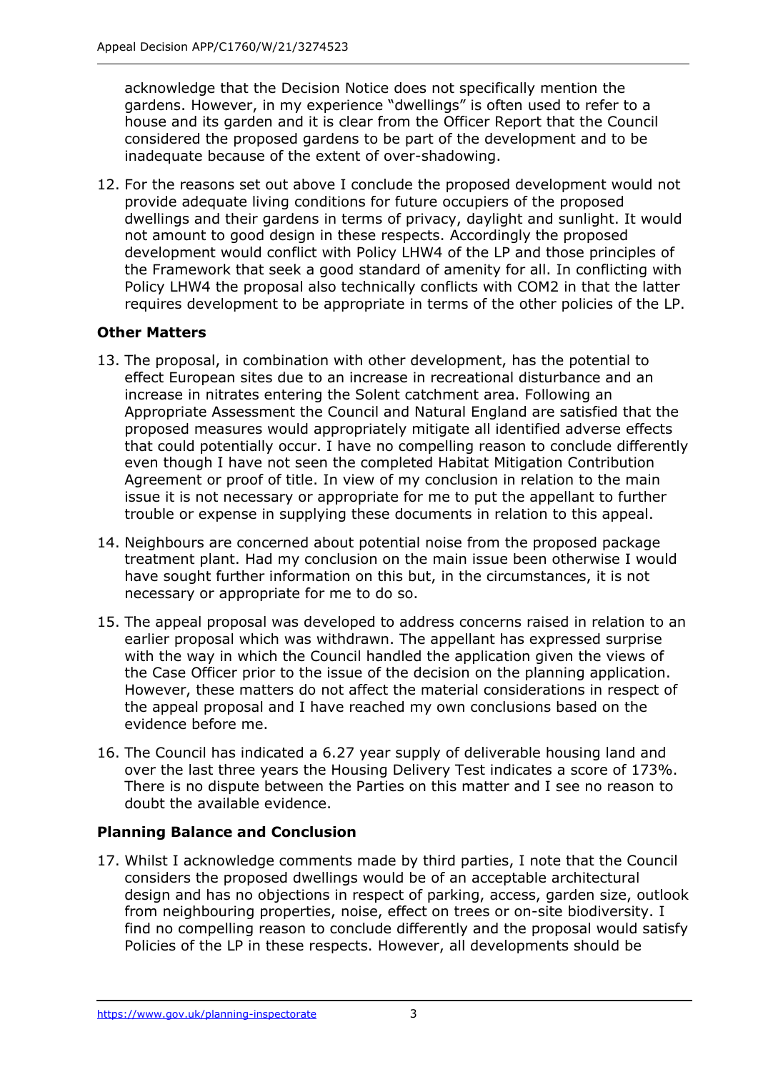acknowledge that the Decision Notice does not specifically mention the gardens. However, in my experience "dwellings" is often used to refer to a house and its garden and it is clear from the Officer Report that the Council considered the proposed gardens to be part of the development and to be inadequate because of the extent of over-shadowing.

12. For the reasons set out above I conclude the proposed development would not provide adequate living conditions for future occupiers of the proposed dwellings and their gardens in terms of privacy, daylight and sunlight. It would not amount to good design in these respects. Accordingly the proposed development would conflict with Policy LHW4 of the LP and those principles of the Framework that seek a good standard of amenity for all. In conflicting with Policy LHW4 the proposal also technically conflicts with COM2 in that the latter requires development to be appropriate in terms of the other policies of the LP.

### Other Matters

13. The proposal, in combination with other development, has the potential to effect European sites due to an increase in recreational disturbance and an increase in nitrates entering the Solent catchment area. Following an Appropriate Assessment the Council and Natural England are satisfied that the proposed measures would appropriately mitigate all identified adverse effects that could potentially occur. I have no compelling reason to conclude differently even though I have not seen the completed Habitat Mitigation Contribution Agreement or proof of title. In view of my conclusion in relation to the main issue it is not necessary or appropriate for me to put the appellant to further trouble or expense in supplying these documents in relation to this appeal.

14. Neighbours are concerned about potential noise from the proposed package treatment plant. Had my conclusion on the main issue been otherwise I would have sought further information on this but, in the circumstances, it is not necessary or appropriate for me to do so.

15. The appeal proposal was developed to address concerns raised in relation to an earlier proposal which was withdrawn. The appellant has expressed surprise with the way in which the Council handled the application given the views of the Case Officer prior to the issue of the decision on the planning application. However, these matters do not affect the material considerations in respect of the appeal proposal and I have reached my own conclusions based on the evidence before me.

16. The Council has indicated a 6.27 year supply of deliverable housing land and over the last three years the Housing Delivery Test indicates a score of 173%. There is no dispute between the Parties on this matter and I see no reason to doubt the available evidence.

### Planning Balance and Conclusion

17. Whilst I acknowledge comments made by third parties, I note that the Council considers the proposed dwellings would be of an acceptable architectural design and has no objections in respect of parking, access, garden size, outlook from neighbouring properties, noise, effect on trees or on-site biodiversity. I find no compelling reason to conclude differently and the proposal would satisfy Policies of the LP in these respects. However, all developments should be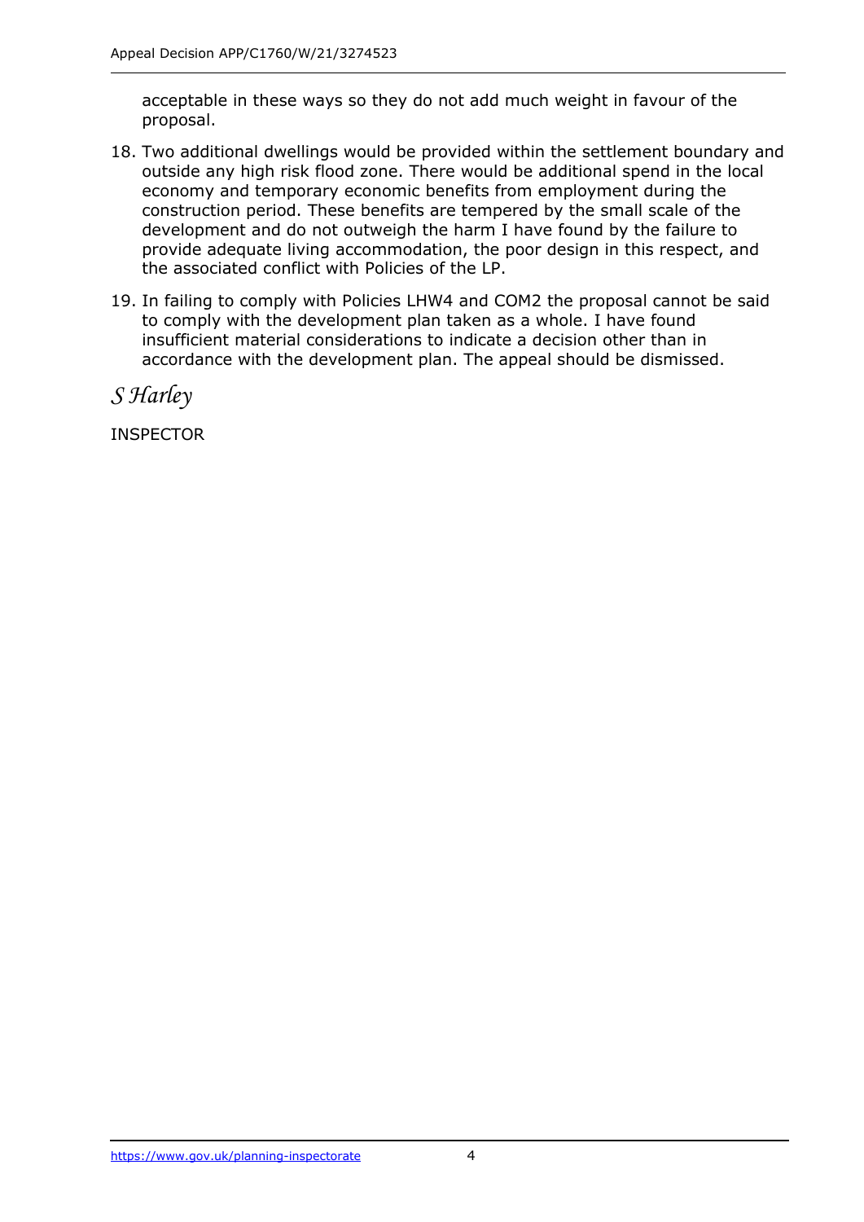acceptable in these ways so they do not add much weight in favour of the proposal.

18. Two additional dwellings would be provided within the settlement boundary and outside any high risk flood zone. There would be additional spend in the local economy and temporary economic benefits from employment during the construction period. These benefits are tempered by the small scale of the development and do not outweigh the harm I have found by the failure to provide adequate living accommodation, the poor design in this respect, and the associated conflict with Policies of the LP.

19. In failing to comply with Policies LHW4 and COM2 the proposal cannot be said to comply with the development plan taken as a whole. I have found insufficient material considerations to indicate a decision other than in accordance with the development plan. The appeal should be dismissed.

*S Harley*

INSPECTOR